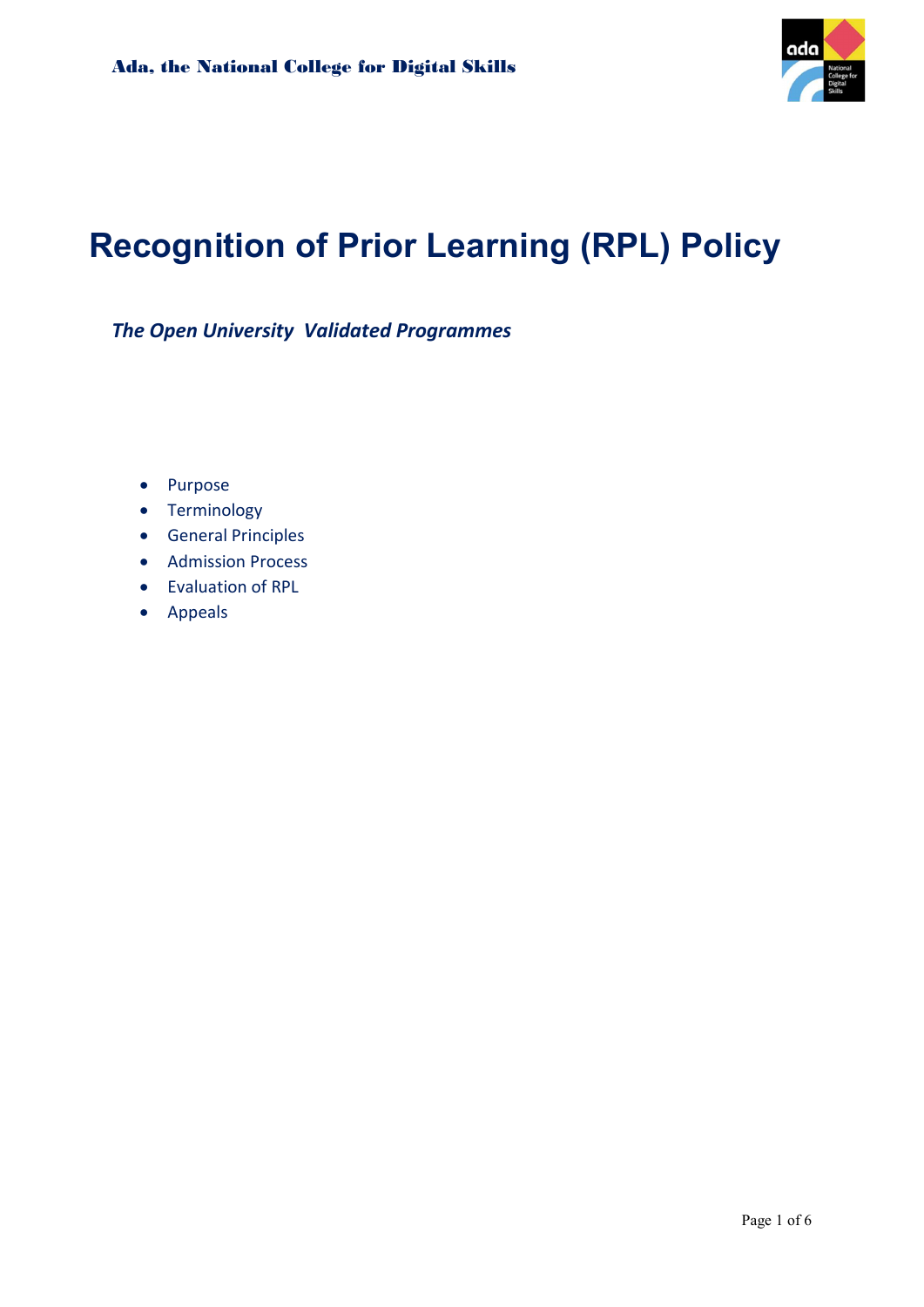# Recognition of Prior Learning (RPL) Policy

***The Open University Validated Programmes***

- Purpose
- Terminology
- General Principles
- Admission Process
- Evaluation of RPL
- Appeals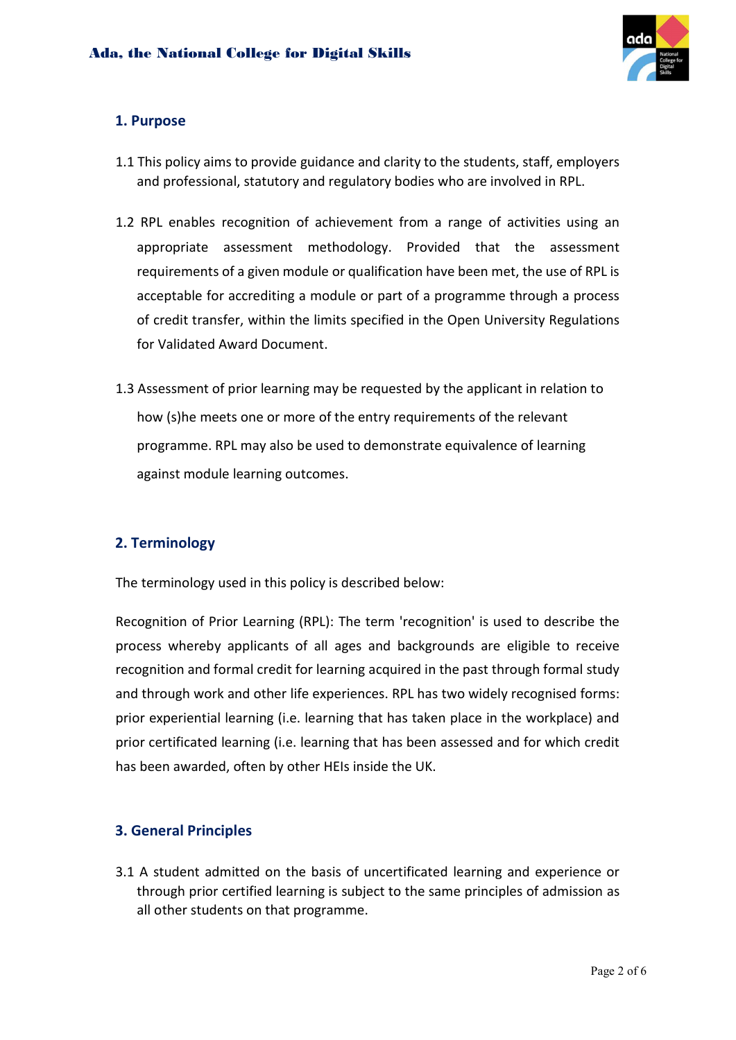## 1. Purpose

1.1 This policy aims to provide guidance and clarity to the students, staff, employers and professional, statutory and regulatory bodies who are involved in RPL.

1.2 RPL enables recognition of achievement from a range of activities using an appropriate assessment methodology. Provided that the assessment requirements of a given module or qualification have been met, the use of RPL is acceptable for accrediting a module or part of a programme through a process of credit transfer, within the limits specified in the Open University Regulations for Validated Award Document.

1.3 Assessment of prior learning may be requested by the applicant in relation to how (s)he meets one or more of the entry requirements of the relevant programme. RPL may also be used to demonstrate equivalence of learning against module learning outcomes.

## 2. Terminology

The terminology used in this policy is described below:

Recognition of Prior Learning (RPL): The term 'recognition' is used to describe the process whereby applicants of all ages and backgrounds are eligible to receive recognition and formal credit for learning acquired in the past through formal study and through work and other life experiences. RPL has two widely recognised forms: prior experiential learning (i.e. learning that has taken place in the workplace) and prior certificated learning (i.e. learning that has been assessed and for which credit has been awarded, often by other HEIs inside the UK.

## 3. General Principles

3.1 A student admitted on the basis of uncertificated learning and experience or through prior certified learning is subject to the same principles of admission as all other students on that programme.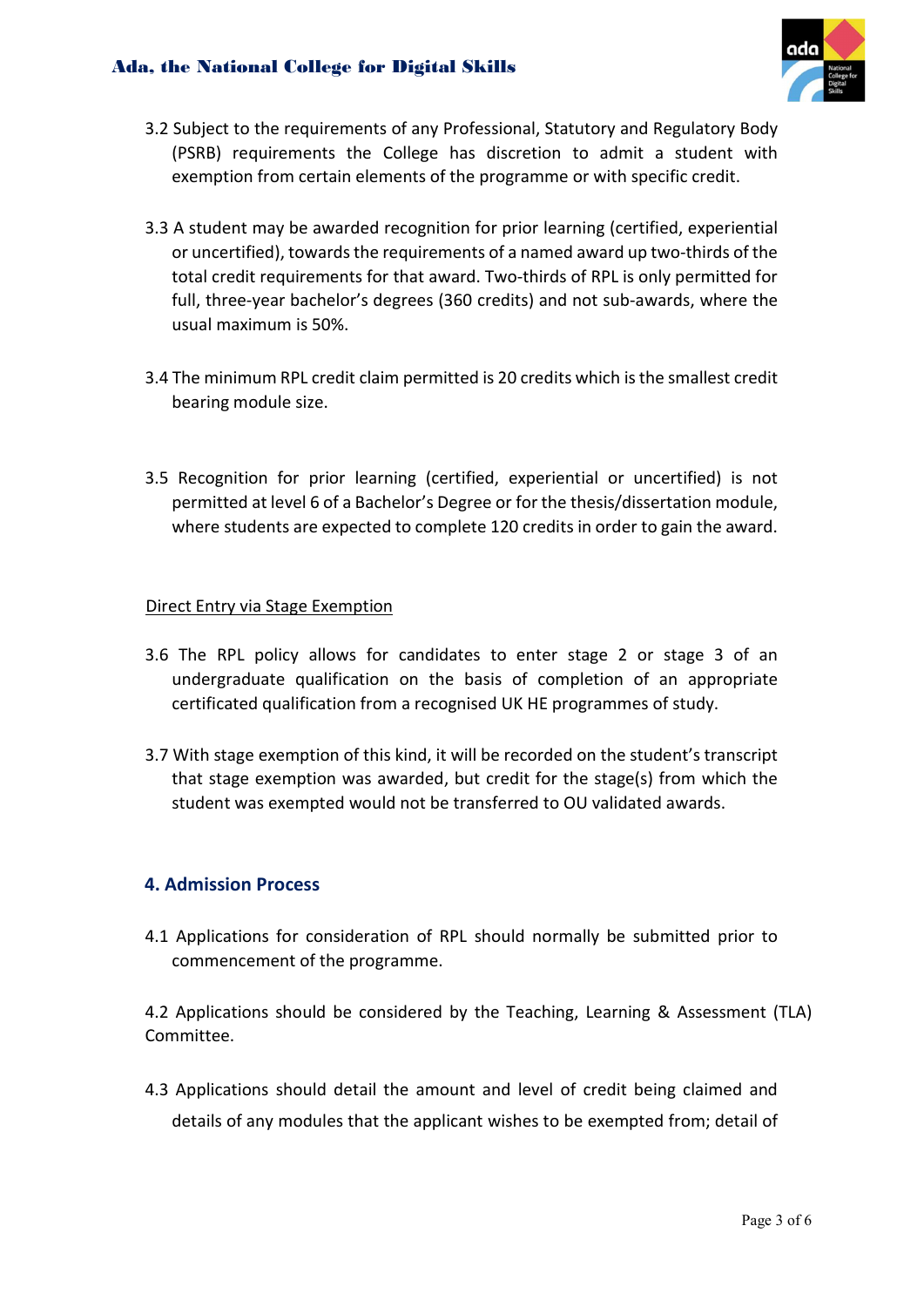3.2 Subject to the requirements of any Professional, Statutory and Regulatory Body (PSRB) requirements the College has discretion to admit a student with exemption from certain elements of the programme or with specific credit.

3.3 A student may be awarded recognition for prior learning (certified, experiential or uncertified), towards the requirements of a named award up two-thirds of the total credit requirements for that award. Two-thirds of RPL is only permitted for full, three-year bachelor's degrees (360 credits) and not sub-awards, where the usual maximum is 50%.

3.4 The minimum RPL credit claim permitted is 20 credits which is the smallest credit bearing module size.

3.5 Recognition for prior learning (certified, experiential or uncertified) is not permitted at level 6 of a Bachelor's Degree or for the thesis/dissertation module, where students are expected to complete 120 credits in order to gain the award.

Direct Entry via Stage Exemption

3.6 The RPL policy allows for candidates to enter stage 2 or stage 3 of an undergraduate qualification on the basis of completion of an appropriate certificated qualification from a recognised UK HE programmes of study.

3.7 With stage exemption of this kind, it will be recorded on the student's transcript that stage exemption was awarded, but credit for the stage(s) from which the student was exempted would not be transferred to OU validated awards.

## 4. Admission Process

4.1 Applications for consideration of RPL should normally be submitted prior to commencement of the programme.

4.2 Applications should be considered by the Teaching, Learning & Assessment (TLA) Committee.

4.3 Applications should detail the amount and level of credit being claimed and details of any modules that the applicant wishes to be exempted from; detail of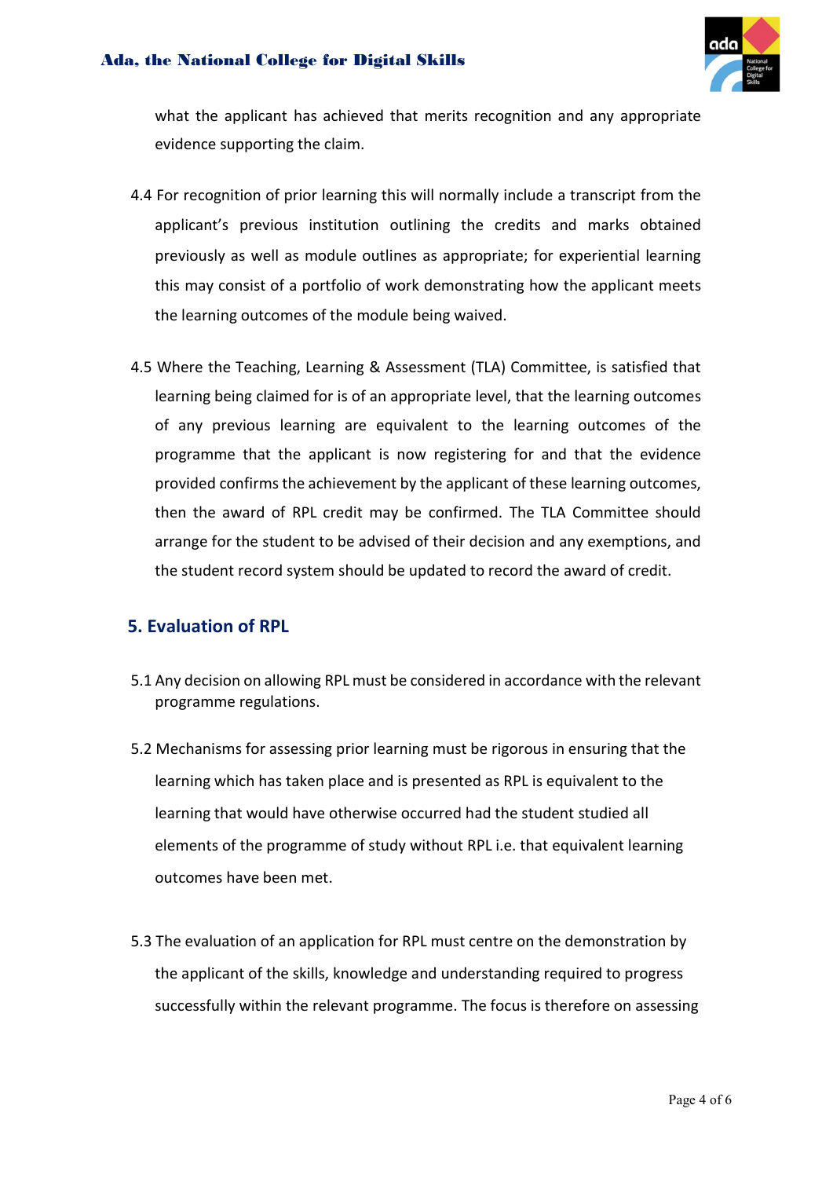what the applicant has achieved that merits recognition and any appropriate evidence supporting the claim.

4.4 For recognition of prior learning this will normally include a transcript from the applicant's previous institution outlining the credits and marks obtained previously as well as module outlines as appropriate; for experiential learning this may consist of a portfolio of work demonstrating how the applicant meets the learning outcomes of the module being waived.

4.5 Where the Teaching, Learning & Assessment (TLA) Committee, is satisfied that learning being claimed for is of an appropriate level, that the learning outcomes of any previous learning are equivalent to the learning outcomes of the programme that the applicant is now registering for and that the evidence provided confirms the achievement by the applicant of these learning outcomes, then the award of RPL credit may be confirmed. The TLA Committee should arrange for the student to be advised of their decision and any exemptions, and the student record system should be updated to record the award of credit.

## 5. Evaluation of RPL

5.1 Any decision on allowing RPL must be considered in accordance with the relevant programme regulations.

5.2 Mechanisms for assessing prior learning must be rigorous in ensuring that the learning which has taken place and is presented as RPL is equivalent to the learning that would have otherwise occurred had the student studied all elements of the programme of study without RPL i.e. that equivalent learning outcomes have been met.

5.3 The evaluation of an application for RPL must centre on the demonstration by the applicant of the skills, knowledge and understanding required to progress successfully within the relevant programme. The focus is therefore on assessing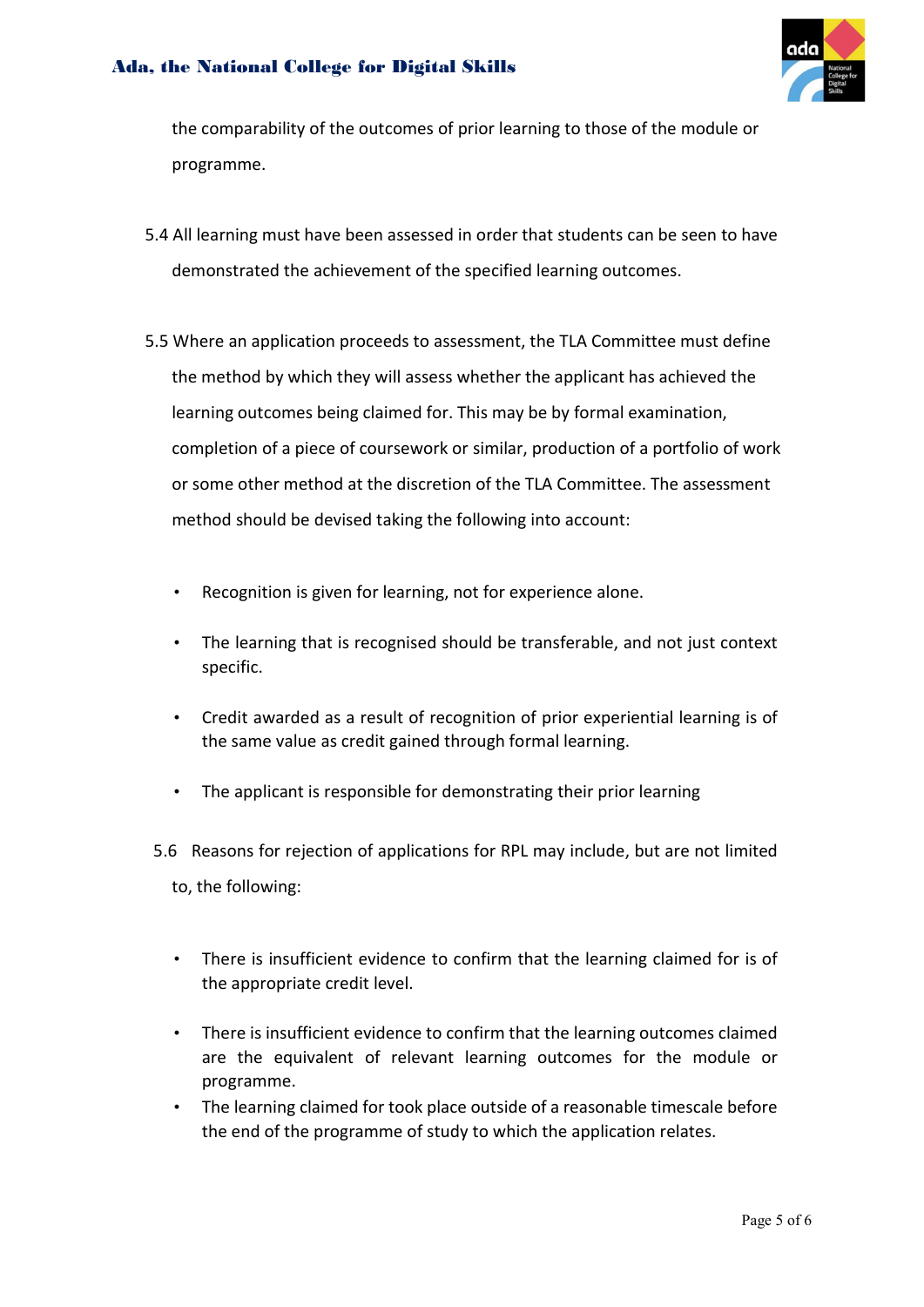the comparability of the outcomes of prior learning to those of the module or programme.

5.4 All learning must have been assessed in order that students can be seen to have demonstrated the achievement of the specified learning outcomes.

5.5 Where an application proceeds to assessment, the TLA Committee must define the method by which they will assess whether the applicant has achieved the learning outcomes being claimed for. This may be by formal examination, completion of a piece of coursework or similar, production of a portfolio of work or some other method at the discretion of the TLA Committee. The assessment method should be devised taking the following into account:

- Recognition is given for learning, not for experience alone.
- The learning that is recognised should be transferable, and not just context specific.
- Credit awarded as a result of recognition of prior experiential learning is of the same value as credit gained through formal learning.
- The applicant is responsible for demonstrating their prior learning

5.6 Reasons for rejection of applications for RPL may include, but are not limited to, the following:

- There is insufficient evidence to confirm that the learning claimed for is of the appropriate credit level.
- There is insufficient evidence to confirm that the learning outcomes claimed are the equivalent of relevant learning outcomes for the module or programme.
- The learning claimed for took place outside of a reasonable timescale before the end of the programme of study to which the application relates.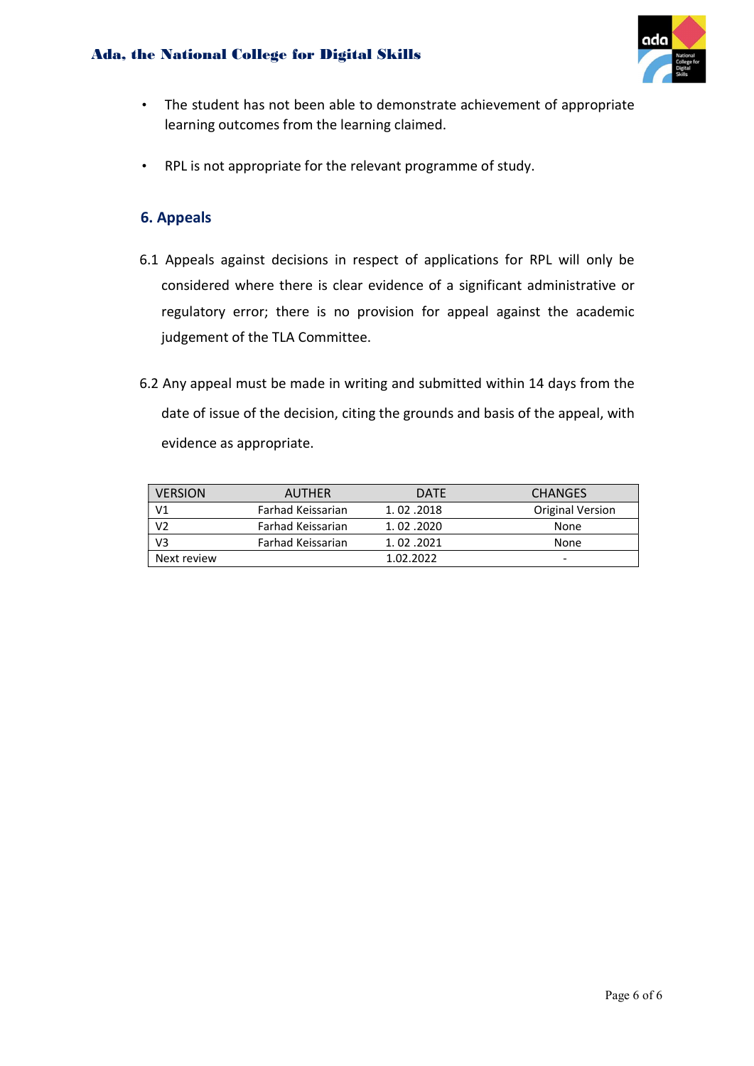- The student has not been able to demonstrate achievement of appropriate learning outcomes from the learning claimed.

- RPL is not appropriate for the relevant programme of study.

## 6. Appeals

6.1 Appeals against decisions in respect of applications for RPL will only be considered where there is clear evidence of a significant administrative or regulatory error; there is no provision for appeal against the academic judgement of the TLA Committee.

6.2 Any appeal must be made in writing and submitted within 14 days from the date of issue of the decision, citing the grounds and basis of the appeal, with evidence as appropriate.

| VERSION | AUTHER | DATE | CHANGES |
|---|---|---|---|
| V1 | Farhad Keissarian | 1. 02 .2018 | Original Version |
| V2 | Farhad Keissarian | 1. 02 .2020 | None |
| V3 | Farhad Keissarian | 1. 02 .2021 | None |
| Next review | | 1.02.2022 | - |